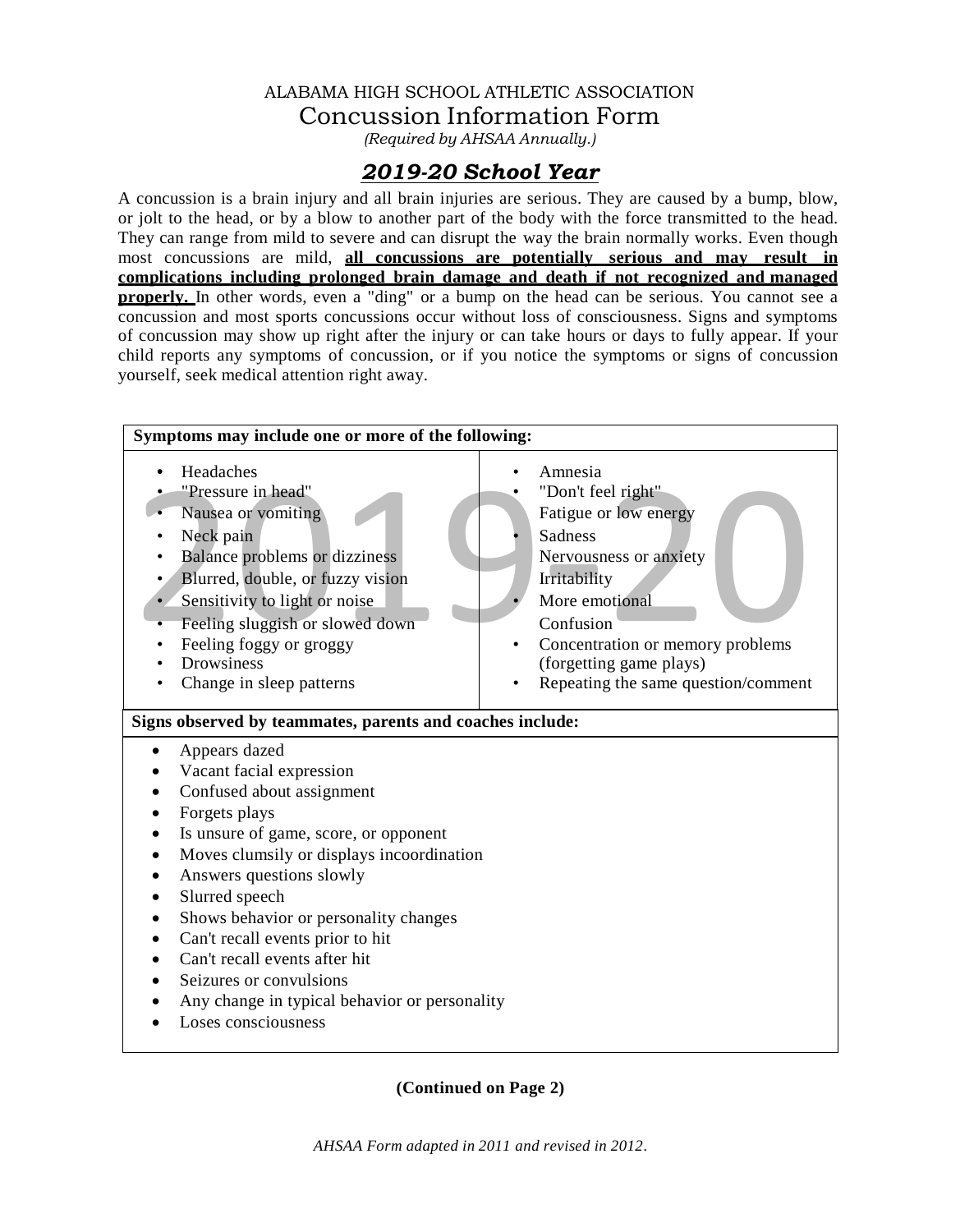# ALABAMA HIGH SCHOOL ATHLETIC ASSOCIATION

## Concussion Information Form

*(Required by AHSAA Annually.)*

## ***2019-20 School Year***

A concussion is a brain injury and all brain injuries are serious. They are caused by a bump, blow, or jolt to the head, or by a blow to another part of the body with the force transmitted to the head. They can range from mild to severe and can disrupt the way the brain normally works. Even though most concussions are mild, **all concussions are potentially serious and may result in complications including prolonged brain damage and death if not recognized and managed properly.** In other words, even a "ding" or a bump on the head can be serious. You cannot see a concussion and most sports concussions occur without loss of consciousness. Signs and symptoms of concussion may show up right after the injury or can take hours or days to fully appear. If your child reports any symptoms of concussion, or if you notice the symptoms or signs of concussion yourself, seek medical attention right away.

**Symptoms may include one or more of the following:**

- Headaches
- "Pressure in head"
- Nausea or vomiting
- Neck pain
- Balance problems or dizziness
- Blurred, double, or fuzzy vision
- Sensitivity to light or noise
- Feeling sluggish or slowed down
- Feeling foggy or groggy
- Drowsiness
- Change in sleep patterns
- Amnesia
- "Don't feel right"
- Fatigue or low energy
- Sadness
- Nervousness or anxiety
- Irritability
- More emotional
- Confusion
- Concentration or memory problems (forgetting game plays)
- Repeating the same question/comment

**Signs observed by teammates, parents and coaches include:**

- Appears dazed
- Vacant facial expression
- Confused about assignment
- Forgets plays
- Is unsure of game, score, or opponent
- Moves clumsily or displays incoordination
- Answers questions slowly
- Slurred speech
- Shows behavior or personality changes
- Can't recall events prior to hit
- Can't recall events after hit
- Seizures or convulsions
- Any change in typical behavior or personality
- Loses consciousness

**(Continued on Page 2)**

*AHSAA Form adapted in 2011 and revised in 2012.*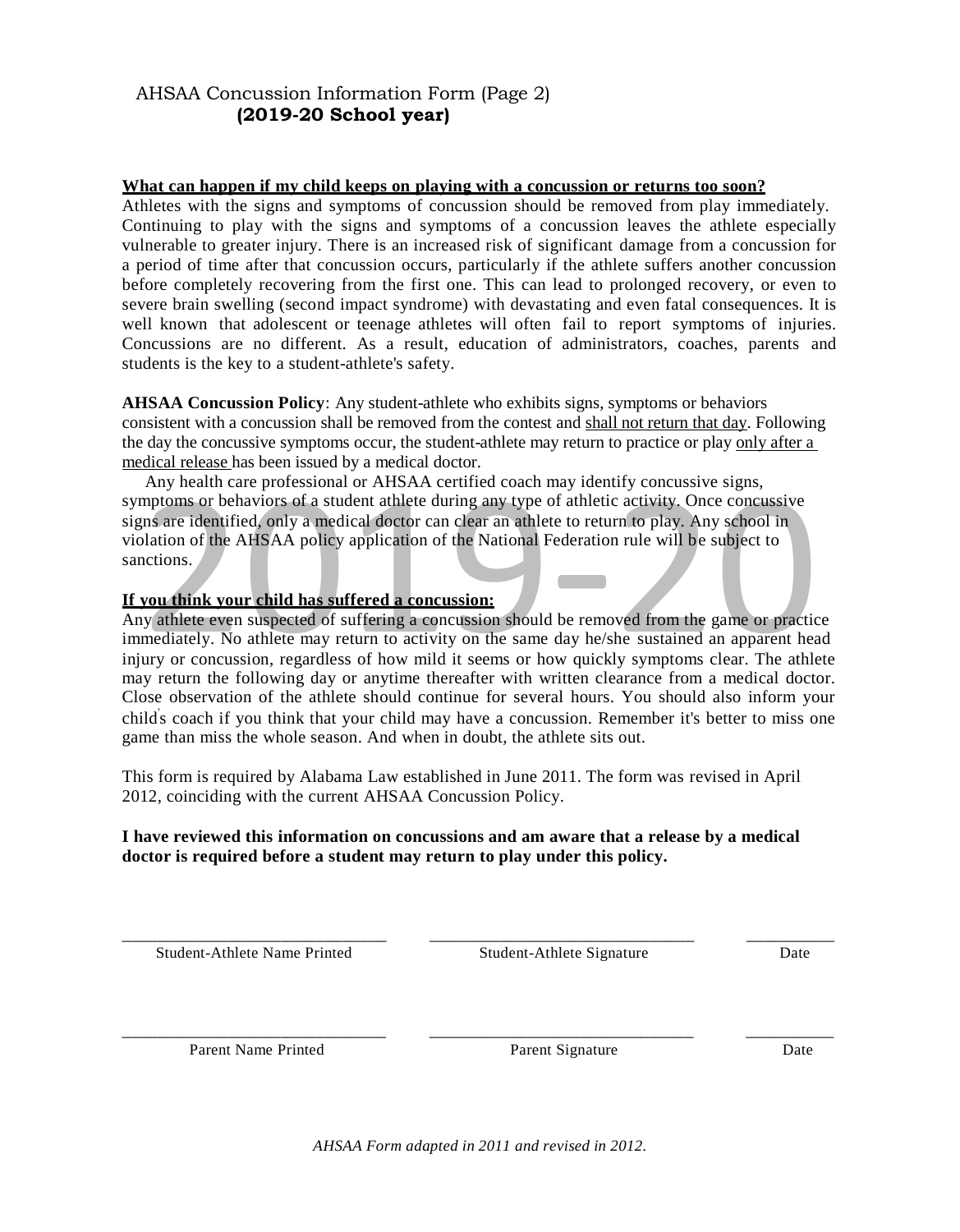AHSAA Concussion Information Form (Page 2)
**(2019-20 School year)**

**What can happen if my child keeps on playing with a concussion or returns too soon?**
Athletes with the signs and symptoms of concussion should be removed from play immediately. Continuing to play with the signs and symptoms of a concussion leaves the athlete especially vulnerable to greater injury. There is an increased risk of significant damage from a concussion for a period of time after that concussion occurs, particularly if the athlete suffers another concussion before completely recovering from the first one. This can lead to prolonged recovery, or even to severe brain swelling (second impact syndrome) with devastating and even fatal consequences. It is well known that adolescent or teenage athletes will often fail to report symptoms of injuries. Concussions are no different. As a result, education of administrators, coaches, parents and students is the key to a student-athlete's safety.

**AHSAA Concussion Policy**: Any student-athlete who exhibits signs, symptoms or behaviors consistent with a concussion shall be removed from the contest and shall not return that day. Following the day the concussive symptoms occur, the student-athlete may return to practice or play only after a medical release has been issued by a medical doctor.

Any health care professional or AHSAA certified coach may identify concussive signs, symptoms or behaviors of a student athlete during any type of athletic activity. Once concussive signs are identified, only a medical doctor can clear an athlete to return to play. Any school in violation of the AHSAA policy application of the National Federation rule will be subject to sanctions.

**If you think your child has suffered a concussion:**
Any athlete even suspected of suffering a concussion should be removed from the game or practice immediately. No athlete may return to activity on the same day he/she sustained an apparent head injury or concussion, regardless of how mild it seems or how quickly symptoms clear. The athlete may return the following day or anytime thereafter with written clearance from a medical doctor. Close observation of the athlete should continue for several hours. You should also inform your child's coach if you think that your child may have a concussion. Remember it's better to miss one game than miss the whole season. And when in doubt, the athlete sits out.

This form is required by Alabama Law established in June 2011. The form was revised in April 2012, coinciding with the current AHSAA Concussion Policy.

**I have reviewed this information on concussions and am aware that a release by a medical doctor is required before a student may return to play under this policy.**

| | | |
|---|---|---|
| ______________________________ | ______________________________ | __________ |
| Student-Athlete Name Printed | Student-Athlete Signature | Date |
| ______________________________ | ______________________________ | __________ |
| Parent Name Printed | Parent Signature | Date |

*AHSAA Form adapted in 2011 and revised in 2012.*